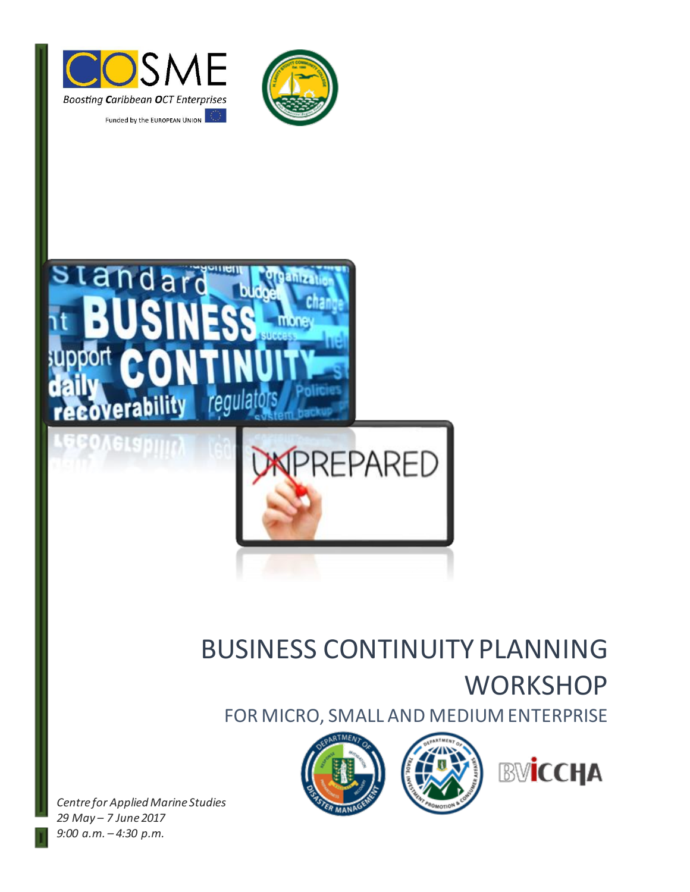COSME

Boosting Caribbean OCT Enterprises

Funded by the EUROPEAN UNION

# BUSINESS CONTINUITY PLANNING WORKSHOP

## FOR MICRO, SMALL AND MEDIUM ENTERPRISE

*Centre for Applied Marine Studies*
*29 May – 7 June 2017*
*9:00 a.m. – 4:30 p.m.*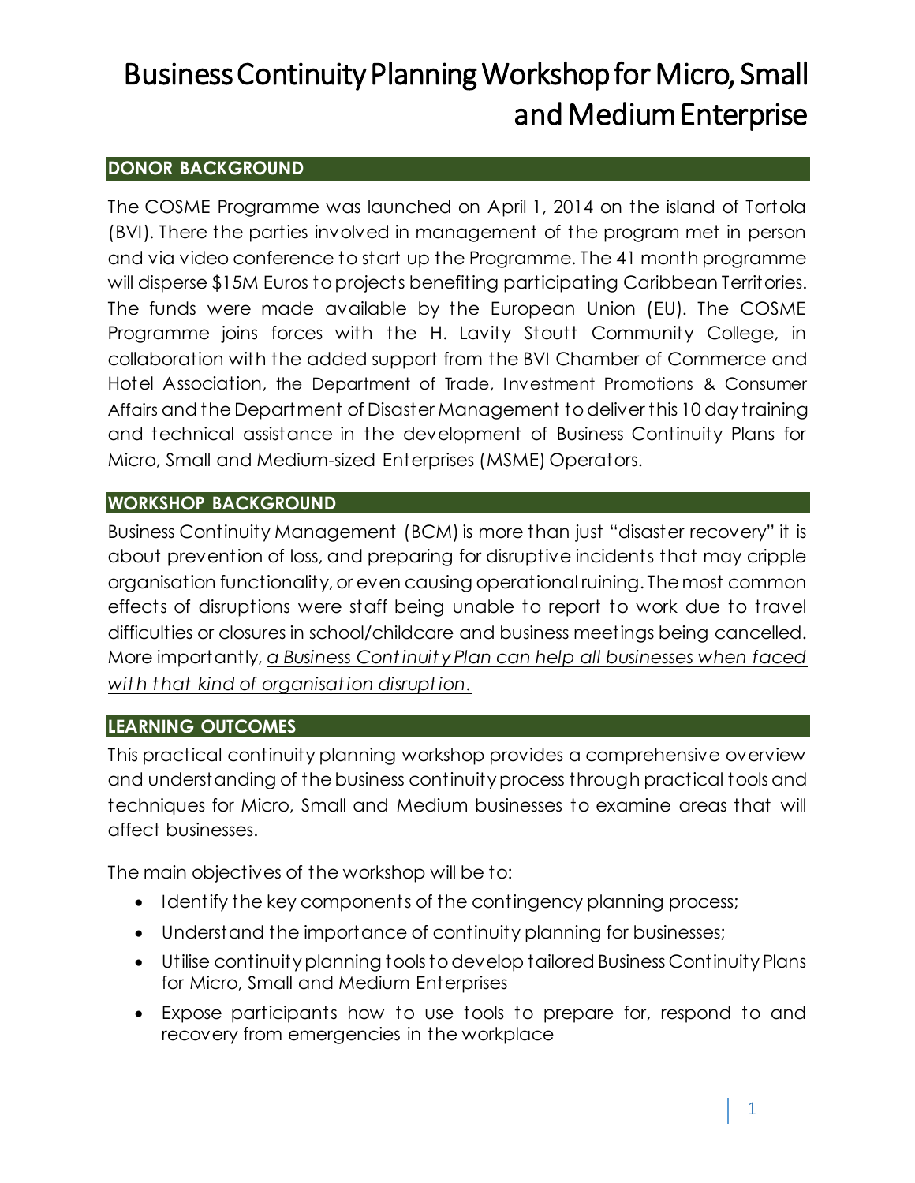# Business Continuity Planning Workshop for Micro, Small and Medium Enterprise

## DONOR BACKGROUND

The COSME Programme was launched on April 1, 2014 on the island of Tortola (BVI). There the parties involved in management of the program met in person and via video conference to start up the Programme. The 41 month programme will disperse $15M Euros to projects benefiting participating Caribbean Territories. The funds were made available by the European Union (EU). The COSME Programme joins forces with the H. Lavity Stoutt Community College, in collaboration with the added support from the BVI Chamber of Commerce and Hotel Association, the Department of Trade, Investment Promotions & Consumer Affairs and the Department of Disaster Management to deliver this 10 day training and technical assistance in the development of Business Continuity Plans for Micro, Small and Medium-sized Enterprises (MSME) Operators.

## WORKSHOP BACKGROUND

Business Continuity Management (BCM) is more than just "disaster recovery" it is about prevention of loss, and preparing for disruptive incidents that may cripple organisation functionality, or even causing operational ruining. The most common effects of disruptions were staff being unable to report to work due to travel difficulties or closures in school/childcare and business meetings being cancelled. More importantly, *a Business Continuity Plan can help all businesses when faced with that kind of organisation disruption*.

## LEARNING OUTCOMES

This practical continuity planning workshop provides a comprehensive overview and understanding of the business continuity process through practical tools and techniques for Micro, Small and Medium businesses to examine areas that will affect businesses.

The main objectives of the workshop will be to:

- Identify the key components of the contingency planning process;
- Understand the importance of continuity planning for businesses;
- Utilise continuity planning tools to develop tailored Business Continuity Plans for Micro, Small and Medium Enterprises
- Expose participants how to use tools to prepare for, respond to and recovery from emergencies in the workplace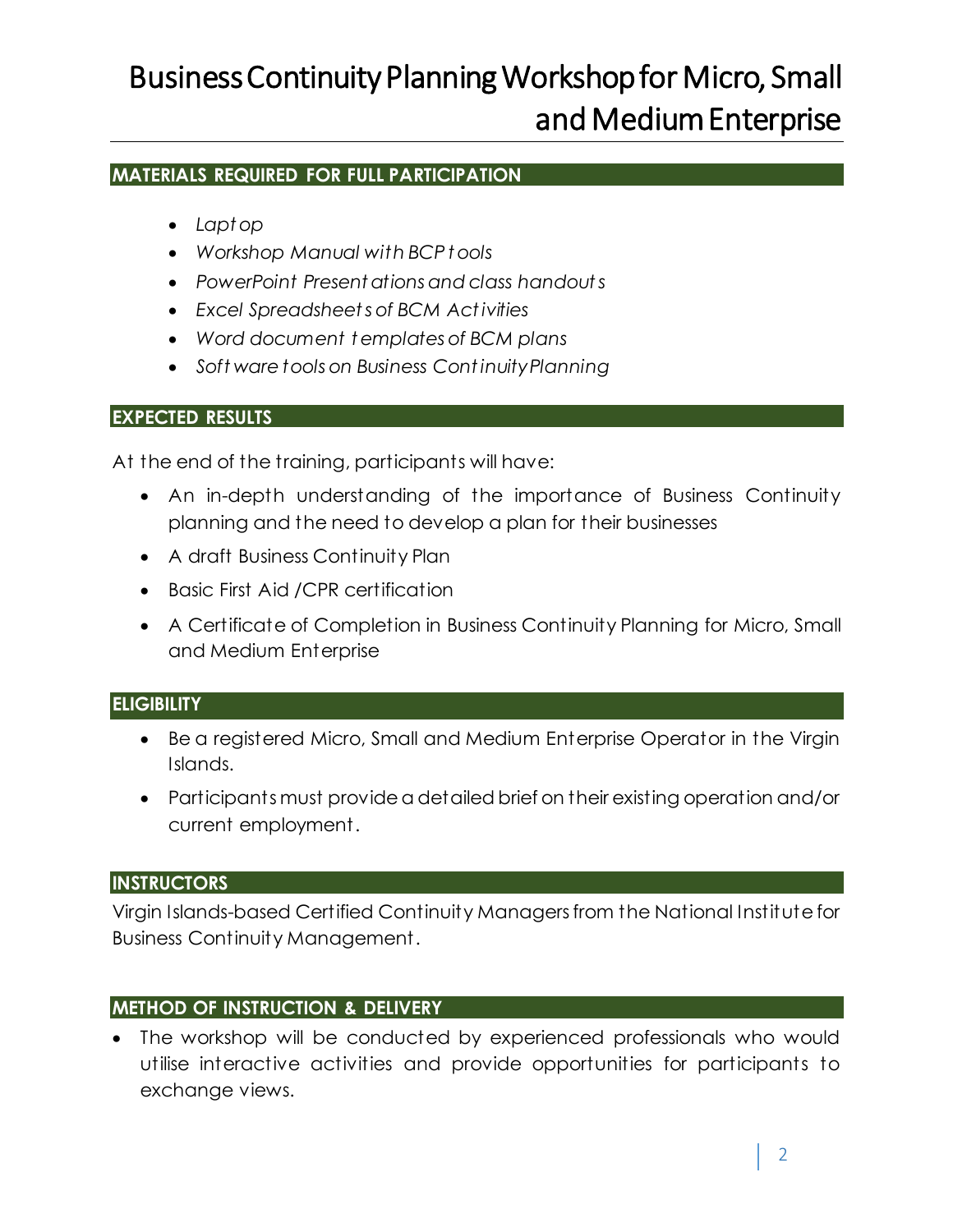# Business Continuity Planning Workshop for Micro, Small and Medium Enterprise

## MATERIALS REQUIRED FOR FULL PARTICIPATION

- *Laptop*
- *Workshop Manual with BCP tools*
- *PowerPoint Presentations and class handouts*
- *Excel Spreadsheets of BCM Activities*
- *Word document templates of BCM plans*
- *Software tools on Business Continuity Planning*

## EXPECTED RESULTS

At the end of the training, participants will have:

- An in-depth understanding of the importance of Business Continuity planning and the need to develop a plan for their businesses
- A draft Business Continuity Plan
- Basic First Aid /CPR certification
- A Certificate of Completion in Business Continuity Planning for Micro, Small and Medium Enterprise

## ELIGIBILITY

- Be a registered Micro, Small and Medium Enterprise Operator in the Virgin Islands.
- Participants must provide a detailed brief on their existing operation and/or current employment.

## INSTRUCTORS

Virgin Islands-based Certified Continuity Managers from the National Institute for Business Continuity Management.

## METHOD OF INSTRUCTION & DELIVERY

- The workshop will be conducted by experienced professionals who would utilise interactive activities and provide opportunities for participants to exchange views.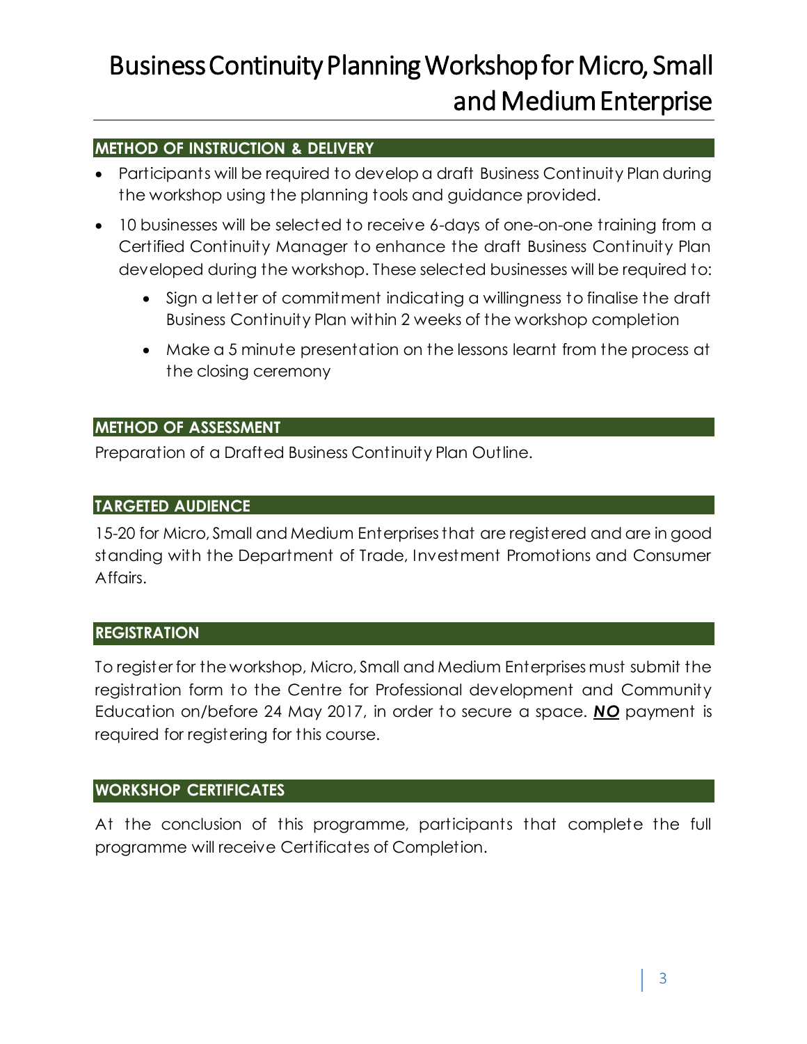## METHOD OF INSTRUCTION & DELIVERY

- Participants will be required to develop a draft Business Continuity Plan during the workshop using the planning tools and guidance provided.
- 10 businesses will be selected to receive 6-days of one-on-one training from a Certified Continuity Manager to enhance the draft Business Continuity Plan developed during the workshop. These selected businesses will be required to:
    - Sign a letter of commitment indicating a willingness to finalise the draft Business Continuity Plan within 2 weeks of the workshop completion
    - Make a 5 minute presentation on the lessons learnt from the process at the closing ceremony

## METHOD OF ASSESSMENT

Preparation of a Drafted Business Continuity Plan Outline.

## TARGETED AUDIENCE

15-20 for Micro, Small and Medium Enterprises that are registered and are in good standing with the Department of Trade, Investment Promotions and Consumer Affairs.

## REGISTRATION

To register for the workshop, Micro, Small and Medium Enterprises must submit the registration form to the Centre for Professional development and Community Education on/before 24 May 2017, in order to secure a space. ***NO*** payment is required for registering for this course.

## WORKSHOP CERTIFICATES

At the conclusion of this programme, participants that complete the full programme will receive Certificates of Completion.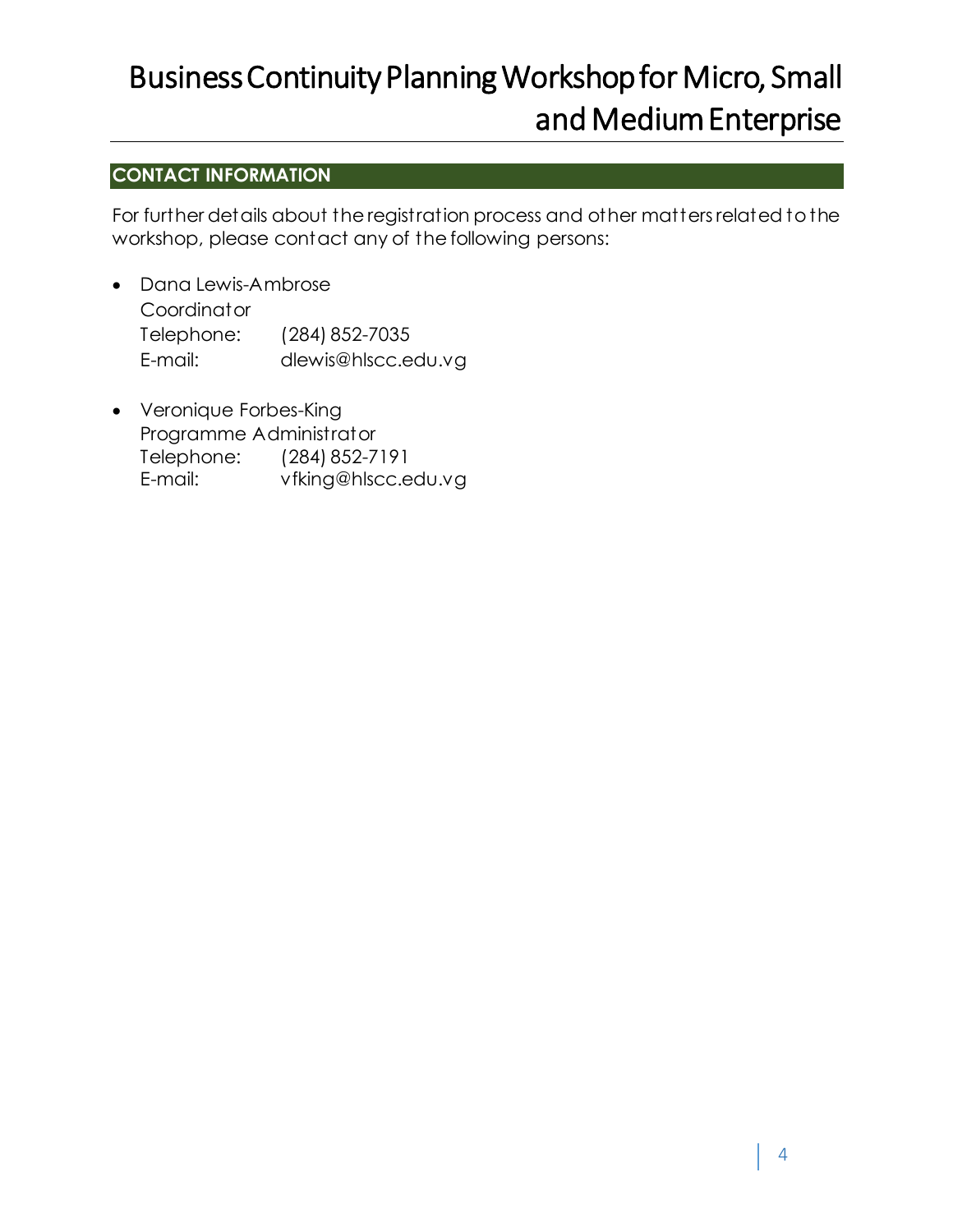## CONTACT INFORMATION

For further details about the registration process and other matters related to the workshop, please contact any of the following persons:

- Dana Lewis-Ambrose
  Coordinator
  Telephone: (284) 852-7035
  E-mail: dlewis@hlscc.edu.vg

- Veronique Forbes-King
  Programme Administrator
  Telephone: (284) 852-7191
  E-mail: vfking@hlscc.edu.vg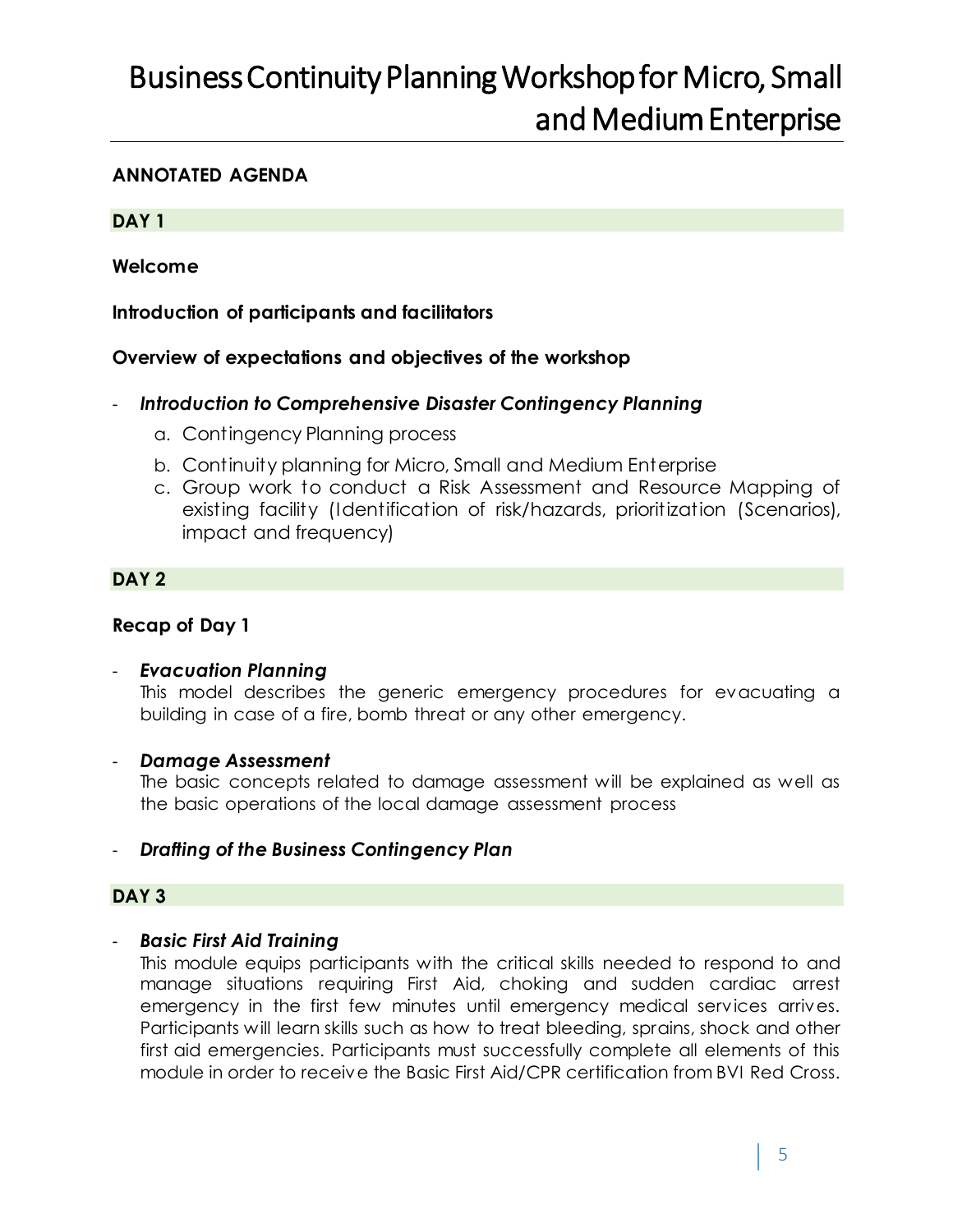# Business Continuity Planning Workshop for Micro, Small and Medium Enterprise

## ANNOTATED AGENDA

### DAY 1

**Welcome**

**Introduction of participants and facilitators**

**Overview of expectations and objectives of the workshop**

- ***Introduction to Comprehensive Disaster Contingency Planning***
  a. Contingency Planning process
  b. Continuity planning for Micro, Small and Medium Enterprise
  c. Group work to conduct a Risk Assessment and Resource Mapping of existing facility (Identification of risk/hazards, prioritization (Scenarios), impact and frequency)

### DAY 2

**Recap of Day 1**

- ***Evacuation Planning***
  This model describes the generic emergency procedures for evacuating a building in case of a fire, bomb threat or any other emergency.

- ***Damage Assessment***
  The basic concepts related to damage assessment will be explained as well as the basic operations of the local damage assessment process

- ***Drafting of the Business Contingency Plan***

### DAY 3

- ***Basic First Aid Training***
  This module equips participants with the critical skills needed to respond to and manage situations requiring First Aid, choking and sudden cardiac arrest emergency in the first few minutes until emergency medical services arrives. Participants will learn skills such as how to treat bleeding, sprains, shock and other first aid emergencies. Participants must successfully complete all elements of this module in order to receive the Basic First Aid/CPR certification from BVI Red Cross.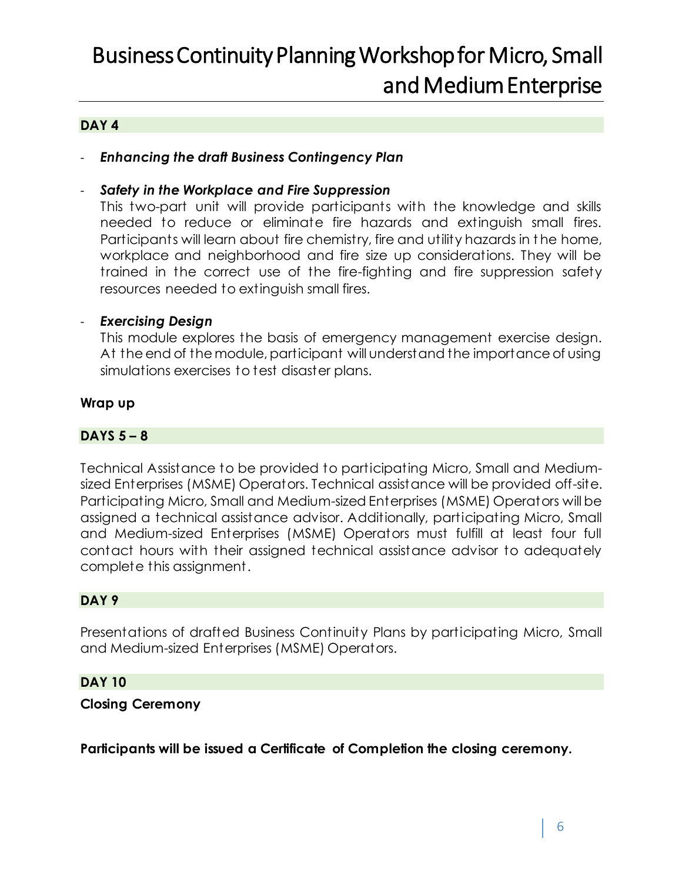## DAY 4

- ***Enhancing the draft Business Contingency Plan***

- ***Safety in the Workplace and Fire Suppression***
  This two-part unit will provide participants with the knowledge and skills needed to reduce or eliminate fire hazards and extinguish small fires. Participants will learn about fire chemistry, fire and utility hazards in the home, workplace and neighborhood and fire size up considerations. They will be trained in the correct use of the fire-fighting and fire suppression safety resources needed to extinguish small fires.

- ***Exercising Design***
  This module explores the basis of emergency management exercise design. At the end of the module, participant will understand the importance of using simulations exercises to test disaster plans.

**Wrap up**

## DAYS 5 – 8

Technical Assistance to be provided to participating Micro, Small and Medium-sized Enterprises (MSME) Operators. Technical assistance will be provided off-site. Participating Micro, Small and Medium-sized Enterprises (MSME) Operators will be assigned a technical assistance advisor. Additionally, participating Micro, Small and Medium-sized Enterprises (MSME) Operators must fulfill at least four full contact hours with their assigned technical assistance advisor to adequately complete this assignment.

## DAY 9

Presentations of drafted Business Continuity Plans by participating Micro, Small and Medium-sized Enterprises (MSME) Operators.

## DAY 10

**Closing Ceremony**

**Participants will be issued a Certificate of Completion the closing ceremony.**